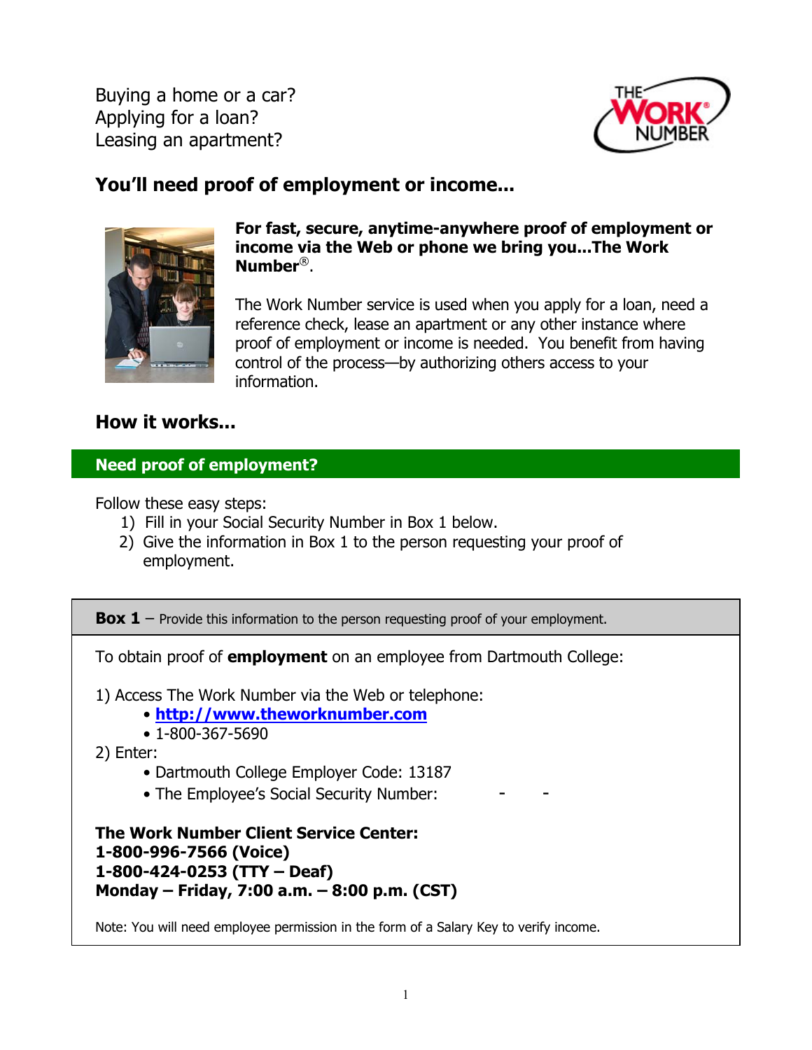Buying a home or a car?
Applying for a loan?
Leasing an apartment?

## You'll need proof of employment or income...

**For fast, secure, anytime-anywhere proof of employment or income via the Web or phone we bring you...The Work Number®.**

The Work Number service is used when you apply for a loan, need a reference check, lease an apartment or any other instance where proof of employment or income is needed. You benefit from having control of the process—by authorizing others access to your information.

## How it works...

### Need proof of employment?

Follow these easy steps:

1) Fill in your Social Security Number in Box 1 below.
2) Give the information in Box 1 to the person requesting your proof of employment.

**Box 1** – Provide this information to the person requesting proof of your employment.

To obtain proof of **employment** on an employee from Dartmouth College:

1) Access The Work Number via the Web or telephone:
   - **http://www.theworknumber.com**
   - 1-800-367-5690
2) Enter:
   - Dartmouth College Employer Code: 13187
   - The Employee's Social Security Number: &nbsp;&nbsp;&nbsp;&nbsp; - &nbsp;&nbsp;&nbsp; -

**The Work Number Client Service Center:**
**1-800-996-7566 (Voice)**
**1-800-424-0253 (TTY – Deaf)**
**Monday – Friday, 7:00 a.m. – 8:00 p.m. (CST)**

Note: You will need employee permission in the form of a Salary Key to verify income.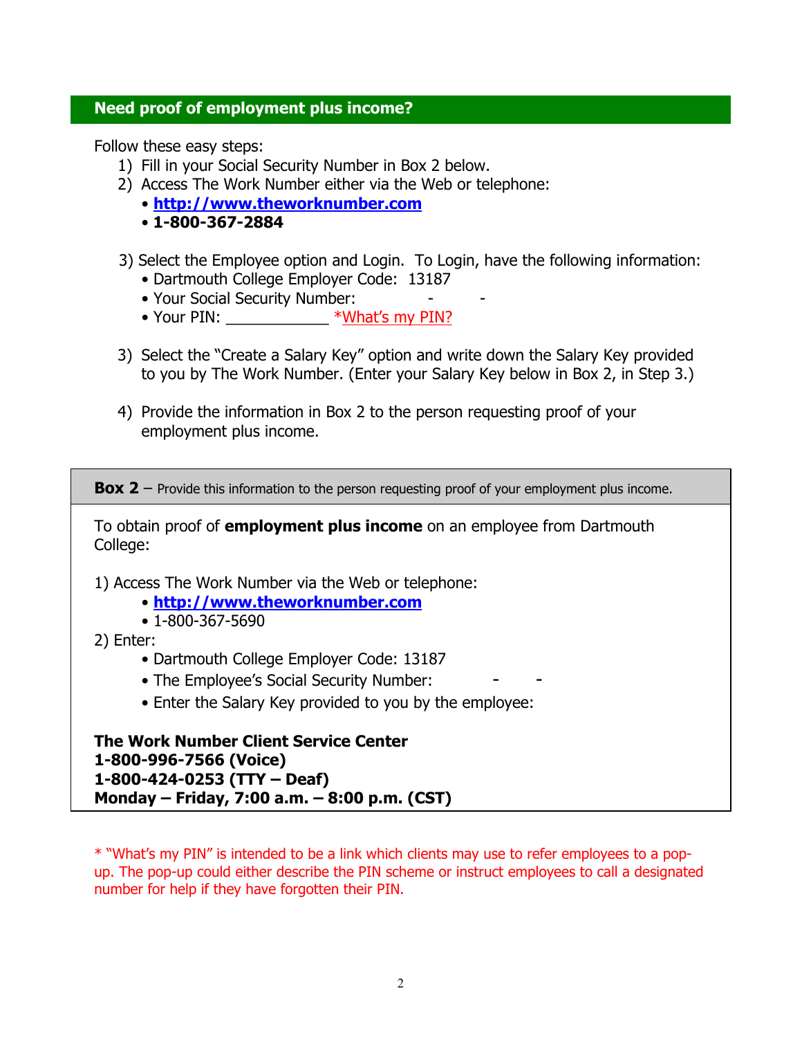## Need proof of employment plus income?

Follow these easy steps:

1) Fill in your Social Security Number in Box 2 below.
2) Access The Work Number either via the Web or telephone:
   - **http://www.theworknumber.com**
   - **1-800-367-2884**

3) Select the Employee option and Login. To Login, have the following information:
   - Dartmouth College Employer Code: 13187
   - Your Social Security Number: - -
   - Your PIN: ____________ *What's my PIN?

3) Select the "Create a Salary Key" option and write down the Salary Key provided to you by The Work Number. (Enter your Salary Key below in Box 2, in Step 3.)

4) Provide the information in Box 2 to the person requesting proof of your employment plus income.

---

**Box 2** – Provide this information to the person requesting proof of your employment plus income.

To obtain proof of **employment plus income** on an employee from Dartmouth College:

1) Access The Work Number via the Web or telephone:
   - **http://www.theworknumber.com**
   - 1-800-367-5690

2) Enter:
   - Dartmouth College Employer Code: 13187
   - The Employee's Social Security Number: - -
   - Enter the Salary Key provided to you by the employee:

**The Work Number Client Service Center**
**1-800-996-7566 (Voice)**
**1-800-424-0253 (TTY – Deaf)**
**Monday – Friday, 7:00 a.m. – 8:00 p.m. (CST)**

---

* "What's my PIN" is intended to be a link which clients may use to refer employees to a pop-up. The pop-up could either describe the PIN scheme or instruct employees to call a designated number for help if they have forgotten their PIN.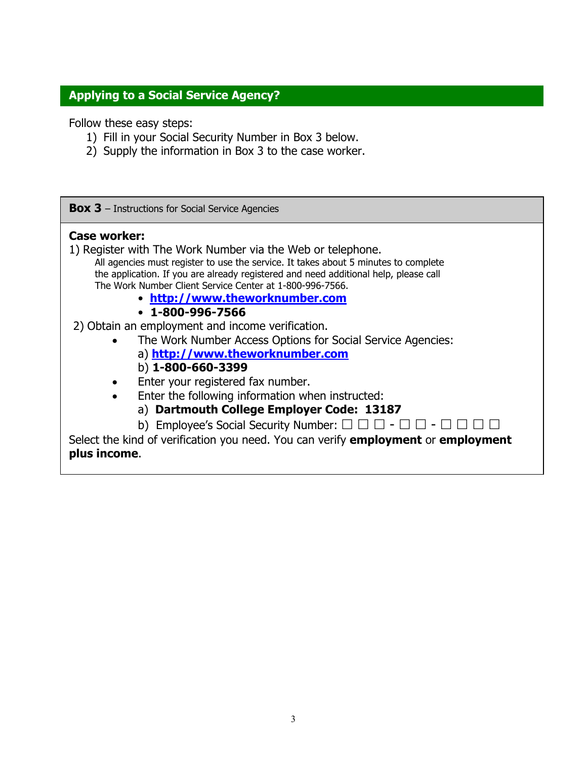## Applying to a Social Service Agency?

Follow these easy steps:

1) Fill in your Social Security Number in Box 3 below.
2) Supply the information in Box 3 to the case worker.

**Box 3** – Instructions for Social Service Agencies

**Case worker:**

1) Register with The Work Number via the Web or telephone.

   All agencies must register to use the service. It takes about 5 minutes to complete the application. If you are already registered and need additional help, please call The Work Number Client Service Center at 1-800-996-7566.

   - **http://www.theworknumber.com**
   - **1-800-996-7566**

2) Obtain an employment and income verification.

   - The Work Number Access Options for Social Service Agencies:
     a) **http://www.theworknumber.com**
     b) **1-800-660-3399**
   - Enter your registered fax number.
   - Enter the following information when instructed:
     a) **Dartmouth College Employer Code: 13187**
     b) Employee's Social Security Number: ☐ ☐ ☐ - ☐ ☐ - ☐ ☐ ☐ ☐

Select the kind of verification you need. You can verify **employment** or **employment plus income**.